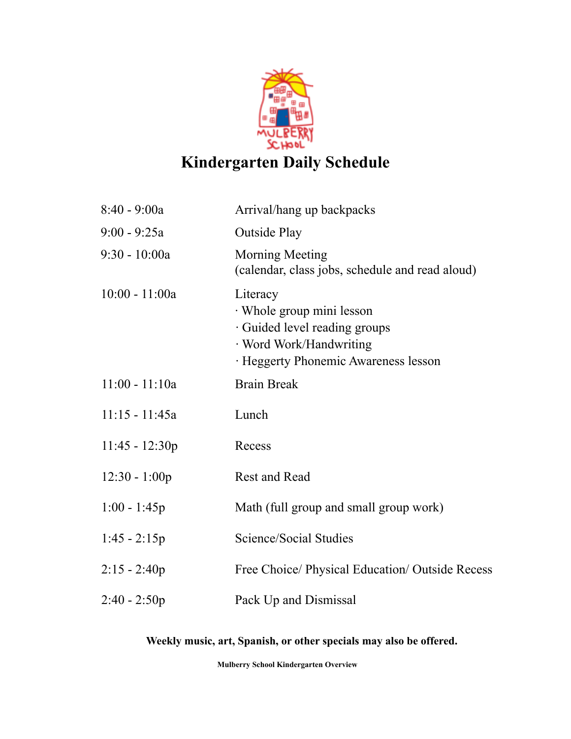MULBERRY SCHOOL

# Kindergarten Daily Schedule

| | |
|---|---|
| 8:40 - 9:00a | Arrival/hang up backpacks |
| 9:00 - 9:25a | Outside Play |
| 9:30 - 10:00a | Morning Meeting<br>(calendar, class jobs, schedule and read aloud) |
| 10:00 - 11:00a | Literacy<br>· Whole group mini lesson<br>· Guided level reading groups<br>· Word Work/Handwriting<br>· Heggerty Phonemic Awareness lesson |
| 11:00 - 11:10a | Brain Break |
| 11:15 - 11:45a | Lunch |
| 11:45 - 12:30p | Recess |
| 12:30 - 1:00p | Rest and Read |
| 1:00 - 1:45p | Math (full group and small group work) |
| 1:45 - 2:15p | Science/Social Studies |
| 2:15 - 2:40p | Free Choice/ Physical Education/ Outside Recess |
| 2:40 - 2:50p | Pack Up and Dismissal |

**Weekly music, art, Spanish, or other specials may also be offered.**

**Mulberry School Kindergarten Overview**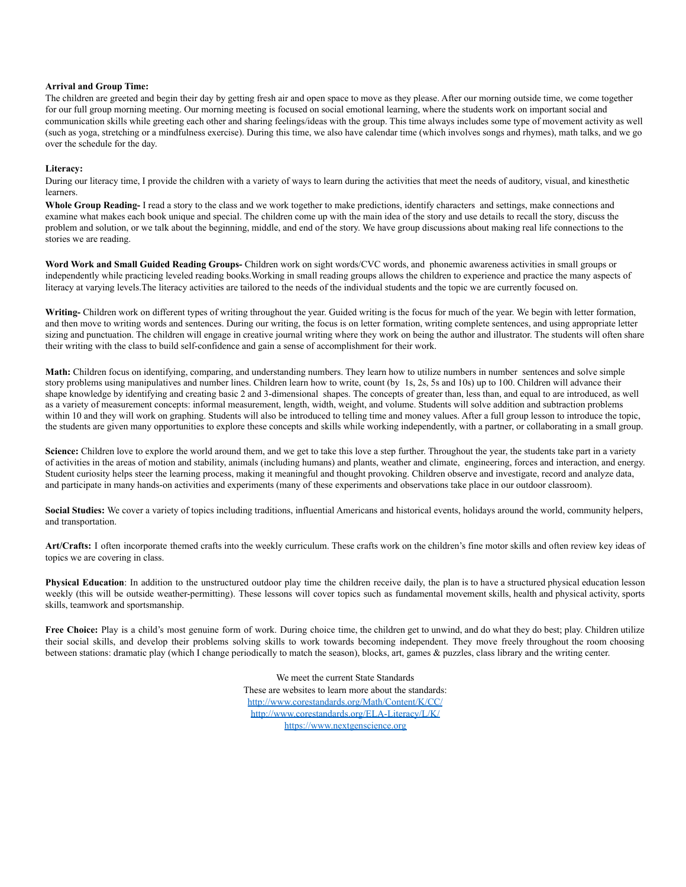**Arrival and Group Time:**
The children are greeted and begin their day by getting fresh air and open space to move as they please. After our morning outside time, we come together for our full group morning meeting. Our morning meeting is focused on social emotional learning, where the students work on important social and communication skills while greeting each other and sharing feelings/ideas with the group. This time always includes some type of movement activity as well (such as yoga, stretching or a mindfulness exercise). During this time, we also have calendar time (which involves songs and rhymes), math talks, and we go over the schedule for the day.

**Literacy:**
During our literacy time, I provide the children with a variety of ways to learn during the activities that meet the needs of auditory, visual, and kinesthetic learners.

**Whole Group Reading-** I read a story to the class and we work together to make predictions, identify characters and settings, make connections and examine what makes each book unique and special. The children come up with the main idea of the story and use details to recall the story, discuss the problem and solution, or we talk about the beginning, middle, and end of the story. We have group discussions about making real life connections to the stories we are reading.

**Word Work and Small Guided Reading Groups-** Children work on sight words/CVC words, and phonemic awareness activities in small groups or independently while practicing leveled reading books.Working in small reading groups allows the children to experience and practice the many aspects of literacy at varying levels.The literacy activities are tailored to the needs of the individual students and the topic we are currently focused on.

**Writing-** Children work on different types of writing throughout the year. Guided writing is the focus for much of the year. We begin with letter formation, and then move to writing words and sentences. During our writing, the focus is on letter formation, writing complete sentences, and using appropriate letter sizing and punctuation. The children will engage in creative journal writing where they work on being the author and illustrator. The students will often share their writing with the class to build self-confidence and gain a sense of accomplishment for their work.

**Math:** Children focus on identifying, comparing, and understanding numbers. They learn how to utilize numbers in number sentences and solve simple story problems using manipulatives and number lines. Children learn how to write, count (by 1s, 2s, 5s and 10s) up to 100. Children will advance their shape knowledge by identifying and creating basic 2 and 3-dimensional shapes. The concepts of greater than, less than, and equal to are introduced, as well as a variety of measurement concepts: informal measurement, length, width, weight, and volume. Students will solve addition and subtraction problems within 10 and they will work on graphing. Students will also be introduced to telling time and money values. After a full group lesson to introduce the topic, the students are given many opportunities to explore these concepts and skills while working independently, with a partner, or collaborating in a small group.

**Science:** Children love to explore the world around them, and we get to take this love a step further. Throughout the year, the students take part in a variety of activities in the areas of motion and stability, animals (including humans) and plants, weather and climate, engineering, forces and interaction, and energy. Student curiosity helps steer the learning process, making it meaningful and thought provoking. Children observe and investigate, record and analyze data, and participate in many hands-on activities and experiments (many of these experiments and observations take place in our outdoor classroom).

**Social Studies:** We cover a variety of topics including traditions, influential Americans and historical events, holidays around the world, community helpers, and transportation.

**Art/Crafts:** I often incorporate themed crafts into the weekly curriculum. These crafts work on the children's fine motor skills and often review key ideas of topics we are covering in class.

**Physical Education**: In addition to the unstructured outdoor play time the children receive daily, the plan is to have a structured physical education lesson weekly (this will be outside weather-permitting). These lessons will cover topics such as fundamental movement skills, health and physical activity, sports skills, teamwork and sportsmanship.

**Free Choice:** Play is a child's most genuine form of work. During choice time, the children get to unwind, and do what they do best; play. Children utilize their social skills, and develop their problems solving skills to work towards becoming independent. They move freely throughout the room choosing between stations: dramatic play (which I change periodically to match the season), blocks, art, games & puzzles, class library and the writing center.

We meet the current State Standards
These are websites to learn more about the standards:
http://www.corestandards.org/Math/Content/K/CC/
http://www.corestandards.org/ELA-Literacy/L/K/
https://www.nextgenscience.org